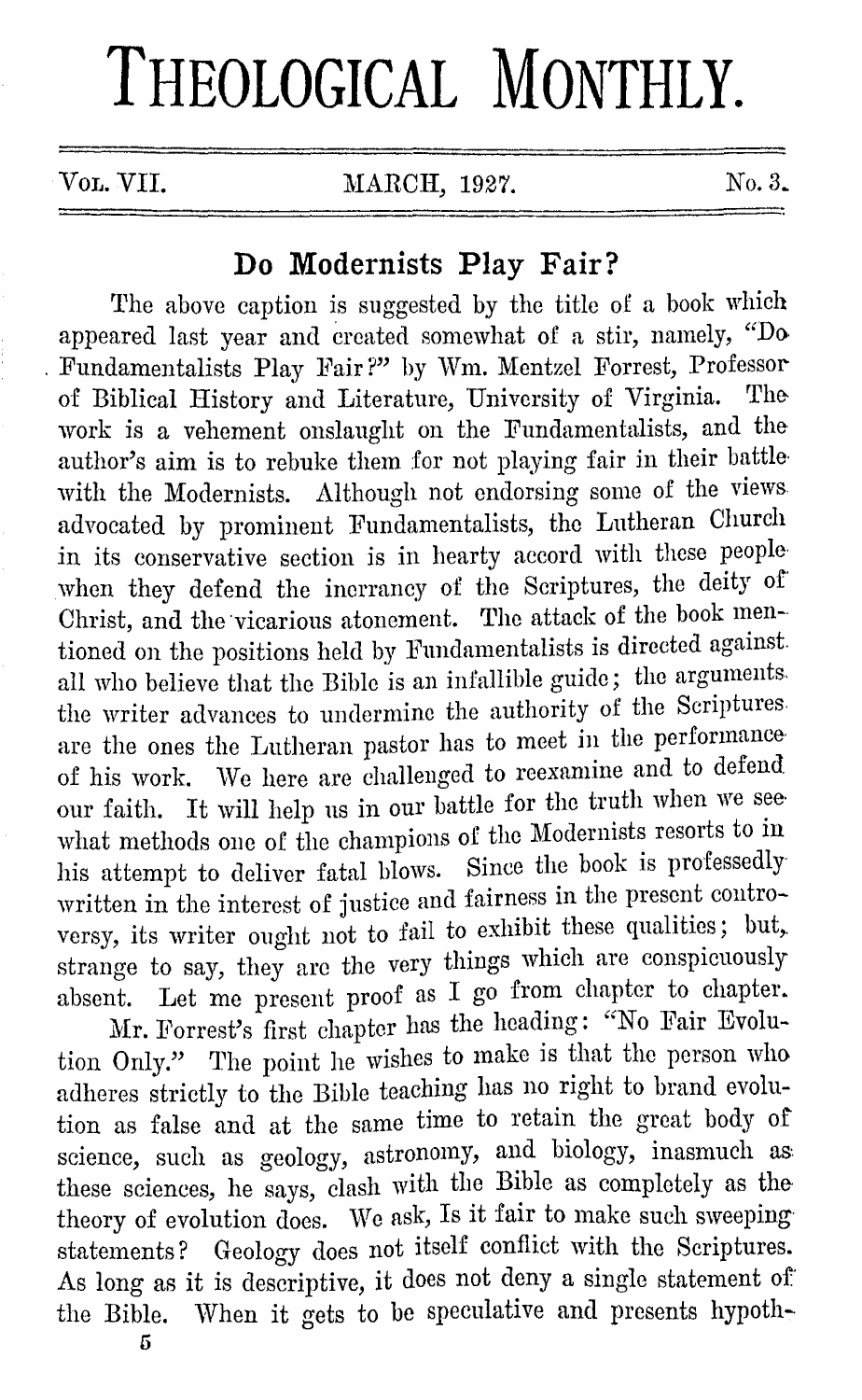# THEOLOGICAL MONTHLY.

Vol. VII. MARCH, 1927. No. 3.

## Do Modernists Play Fair?

The above caption is suggested by the title of a book which appeared last year and created somewhat of a stir, namely, "Do Fundamentalists Play Fair?" by Wm. Mentzel Forrest, Professor of Biblical History and Literature, University of Virginia. The work is a vehement onslaught on the Fundamentalists, and the author's aim is to rebuke them for not playing fair in their battle with the Modernists. Although not endorsing some of the views advocated by prominent Fundamentalists, the Lutheran Church in its conservative section is in hearty accord with these people when they defend the inerrancy of the Scriptures, the deity of Christ, and the vicarious atonement. The attack of the book mentioned on the positions held by Fundamentalists is directed against all who believe that the Bible is an infallible guide; the arguments the writer advances to undermine the authority of the Scriptures are the ones the Lutheran pastor has to meet in the performance of his work. We here are challenged to reexamine and to defend our faith. It will help us in our battle for the truth when we see what methods one of the champions of the Modernists resorts to in his attempt to deliver fatal blows. Since the book is professedly written in the interest of justice and fairness in the present controversy, its writer ought not to fail to exhibit these qualities; but, strange to say, they are the very things which are conspicuously absent. Let me present proof as I go from chapter to chapter.

Mr. Forrest's first chapter has the heading: "No Fair Evolution Only." The point he wishes to make is that the person who adheres strictly to the Bible teaching has no right to brand evolution as false and at the same time to retain the great body of science, such as geology, astronomy, and biology, inasmuch as these sciences, he says, clash with the Bible as completely as the theory of evolution does. We ask, Is it fair to make such sweeping statements? Geology does not itself conflict with the Scriptures. As long as it is descriptive, it does not deny a single statement of the Bible. When it gets to be speculative and presents hypoth-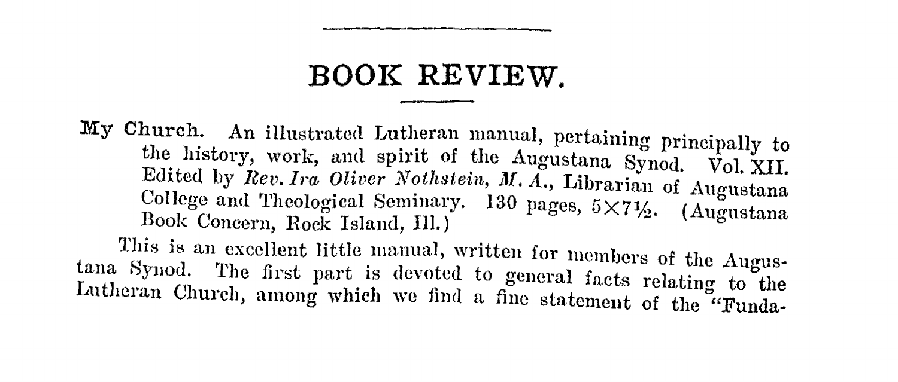# BOOK REVIEW.

**My Church.** An illustrated Lutheran manual, pertaining principally to the history, work, and spirit of the Augustana Synod. Vol. XII. Edited by *Rev. Ira Oliver Nothstein, M. A.*, Librarian of Augustana College and Theological Seminary. 130 pages, 5×7½. (Augustana Book Concern, Rock Island, Ill.)

This is an excellent little manual, written for members of the Augustana Synod. The first part is devoted to general facts relating to the Lutheran Church, among which we find a fine statement of the "Funda-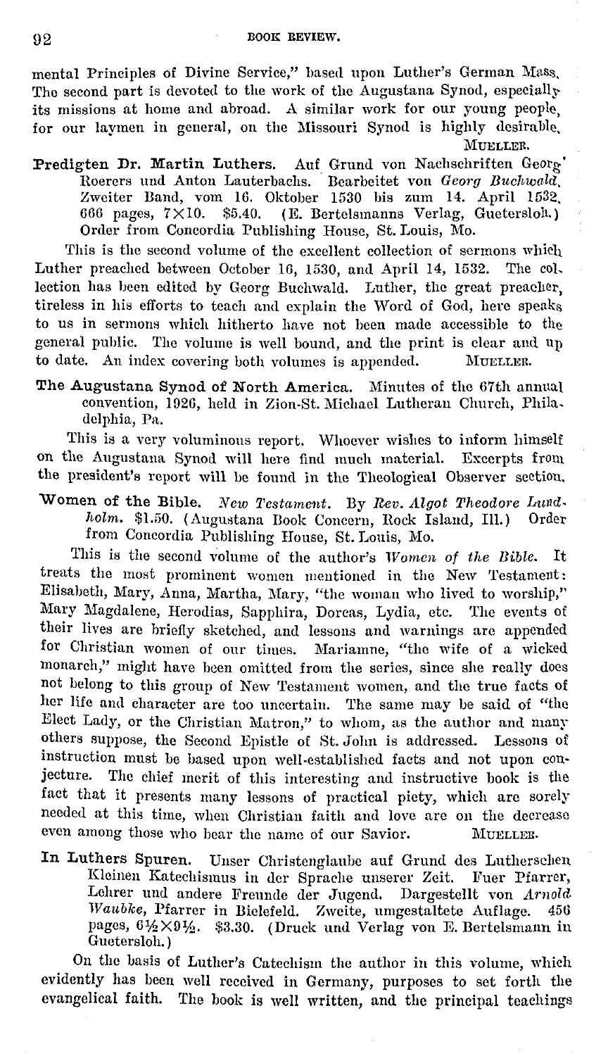mental Principles of Divine Service," based upon Luther's German Mass. The second part is devoted to the work of the Augustana Synod, especially its missions at home and abroad. A similar work for our young people, for our laymen in general, on the Missouri Synod is highly desirable.

MUELLER.

**Predigten Dr. Martin Luthers.** Auf Grund von Nachschriften Georg Roerers und Anton Lauterbachs. Bearbeitet von *Georg Buchwald.* Zweiter Band, vom 16. Oktober 1530 bis zum 14. April 1532. 666 pages, 7×10. $5.40. (E. Bertelsmanns Verlag, Guetersloh.) Order from Concordia Publishing House, St. Louis, Mo.

This is the second volume of the excellent collection of sermons which Luther preached between October 16, 1530, and April 14, 1532. The collection has been edited by Georg Buchwald. Luther, the great preacher, tireless in his efforts to teach and explain the Word of God, here speaks to us in sermons which hitherto have not been made accessible to the general public. The volume is well bound, and the print is clear and up to date. An index covering both volumes is appended. MUELLER.

**The Augustana Synod of North America.** Minutes of the 67th annual convention, 1926, held in Zion-St. Michael Lutheran Church, Philadelphia, Pa.

This is a very voluminous report. Whoever wishes to inform himself on the Augustana Synod will here find much material. Excerpts from the president's report will be found in the Theological Observer section.

**Women of the Bible.** *New Testament.* By *Rev. Algot Theodore Lundholm.* $1.50. (Augustana Book Concern, Rock Island, Ill.) Order from Concordia Publishing House, St. Louis, Mo.

This is the second volume of the author's *Women of the Bible.* It treats the most prominent women mentioned in the New Testament: Elisabeth, Mary, Anna, Martha, Mary, "the woman who lived to worship," Mary Magdalene, Herodias, Sapphira, Dorcas, Lydia, etc. The events of their lives are briefly sketched, and lessons and warnings are appended for Christian women of our times. Mariamne, "the wife of a wicked monarch," might have been omitted from the series, since she really does not belong to this group of New Testament women, and the true facts of her life and character are too uncertain. The same may be said of "the Elect Lady, or the Christian Matron," to whom, as the author and many others suppose, the Second Epistle of St. John is addressed. Lessons of instruction must be based upon well-established facts and not upon conjecture. The chief merit of this interesting and instructive book is the fact that it presents many lessons of practical piety, which are sorely needed at this time, when Christian faith and love are on the decrease even among those who bear the name of our Savior. MUELLER.

**In Luthers Spuren.** Unser Christenglaube auf Grund des Lutherschen Kleinen Katechismus in der Sprache unserer Zeit. Fuer Pfarrer, Lehrer und andere Freunde der Jugend. Dargestellt von *Arnold Waubke,* Pfarrer in Bielefeld. Zweite, umgestaltete Auflage. 456 pages, 6½×9½. $3.30. (Druck und Verlag von E. Bertelsmann in Guetersloh.)

On the basis of Luther's Catechism the author in this volume, which evidently has been well received in Germany, purposes to set forth the evangelical faith. The book is well written, and the principal teachings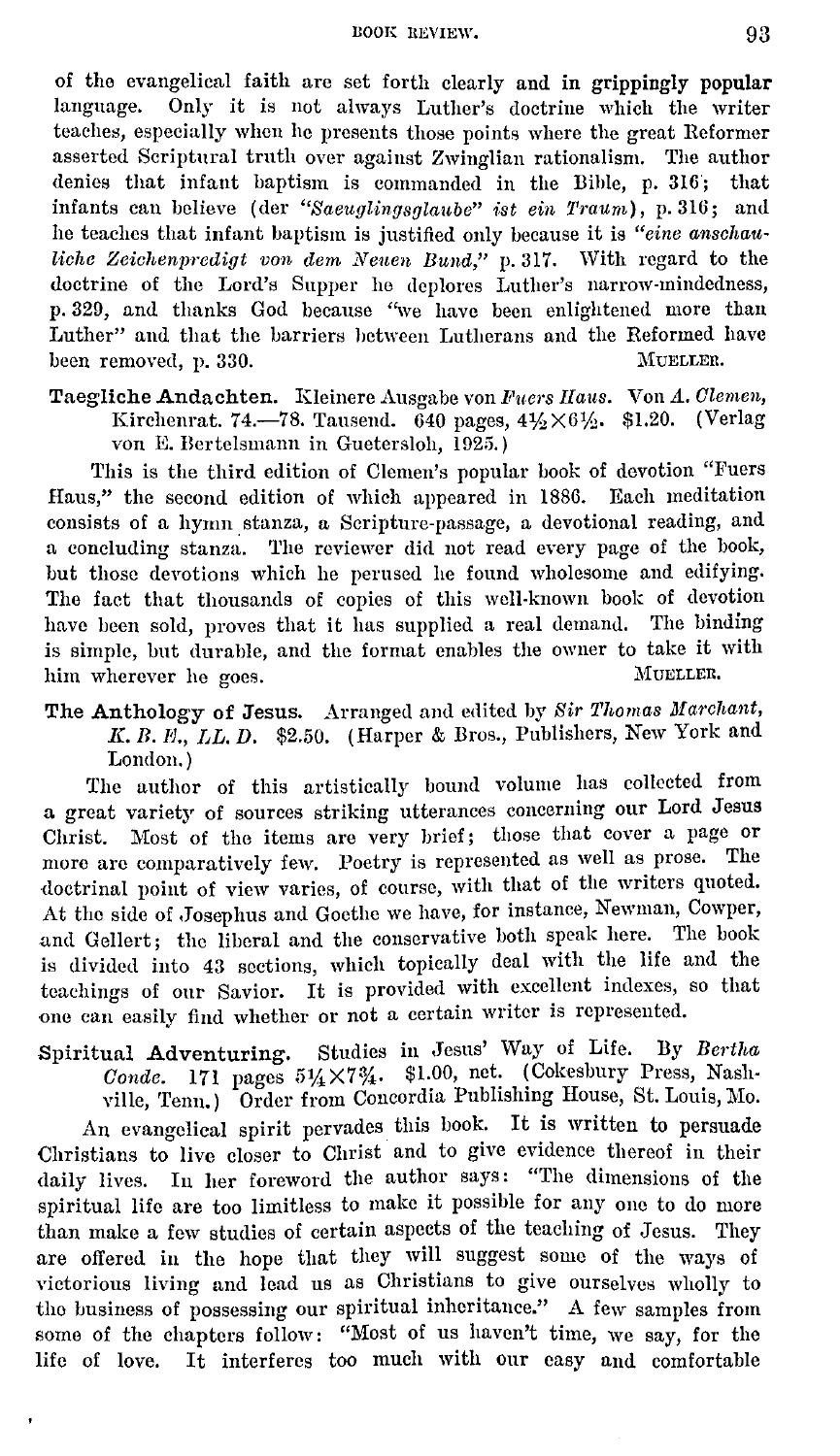of the evangelical faith are set forth clearly and **in grippingly popular** language. Only it is not always Luther's doctrine which the writer teaches, especially when he presents those points where the great Reformer asserted Scriptural truth over against Zwinglian rationalism. The author denies that infant baptism is commanded in the Bible, p. 316; that infants can believe (der *"Saeuglingsglaube" ist ein Traum*), p. 316; and he teaches that infant baptism is justified only because it is *"eine anschauliche Zeichenpredigt von dem Neuen Bund,"* p. 317. With regard to the doctrine of the Lord's Supper he deplores Luther's narrow-mindedness, p. 329, and thanks God because "we have been enlightened more than Luther" and that the barriers between Lutherans and the Reformed have been removed, p. 330.

MUELLER.

**Taegliche Andachten.** Kleinere Ausgabe von *Fuers Haus.* Von *A. Clemen,* Kirchenrat. 74.—78. Tausend. 640 pages, 4½×6½. $1.20. (Verlag von E. Bertelsmann in Guetersloh, 1925.)

This is the third edition of Clemen's popular book of devotion "Fuers Haus," the second edition of which appeared in 1886. Each meditation consists of a hymn stanza, a Scripture-passage, a devotional reading, and a concluding stanza. The reviewer did not read every page of the book, but those devotions which he perused he found wholesome and edifying. The fact that thousands of copies of this well-known book of devotion have been sold, proves that it has supplied a real demand. The binding is simple, but durable, and the format enables the owner to take it with him wherever he goes.

MUELLER.

**The Anthology of Jesus.** Arranged and edited by *Sir Thomas Marchant, K. B. E., LL. D.* $2.50. (Harper & Bros., Publishers, New York and London.)

The author of this artistically bound volume has collected from a great variety of sources striking utterances concerning our Lord Jesus Christ. Most of the items are very brief; those that cover a page or more are comparatively few. Poetry is represented as well as prose. The doctrinal point of view varies, of course, with that of the writers quoted. At the side of Josephus and Goethe we have, for instance, Newman, Cowper, and Gellert; the liberal and the conservative both speak here. The book is divided into 43 sections, which topically deal with the life and the teachings of our Savior. It is provided with excellent indexes, so that one can easily find whether or not a certain writer is represented.

**Spiritual Adventuring.** Studies in Jesus' Way of Life. By *Bertha Conde.* 171 pages 5¼×7¾. $1.00, net. (Cokesbury Press, Nashville, Tenn.) Order from Concordia Publishing House, St. Louis, Mo.

An evangelical spirit pervades this book. It is written to persuade Christians to live closer to Christ and to give evidence thereof in their daily lives. In her foreword the author says: "The dimensions of the spiritual life are too limitless to make it possible for any one to do more than make a few studies of certain aspects of the teaching of Jesus. They are offered in the hope that they will suggest some of the ways of victorious living and lead us as Christians to give ourselves wholly to the business of possessing our spiritual inheritance." A few samples from some of the chapters follow: "Most of us haven't time, we say, for the life of love. It interferes too much with our easy and comfortable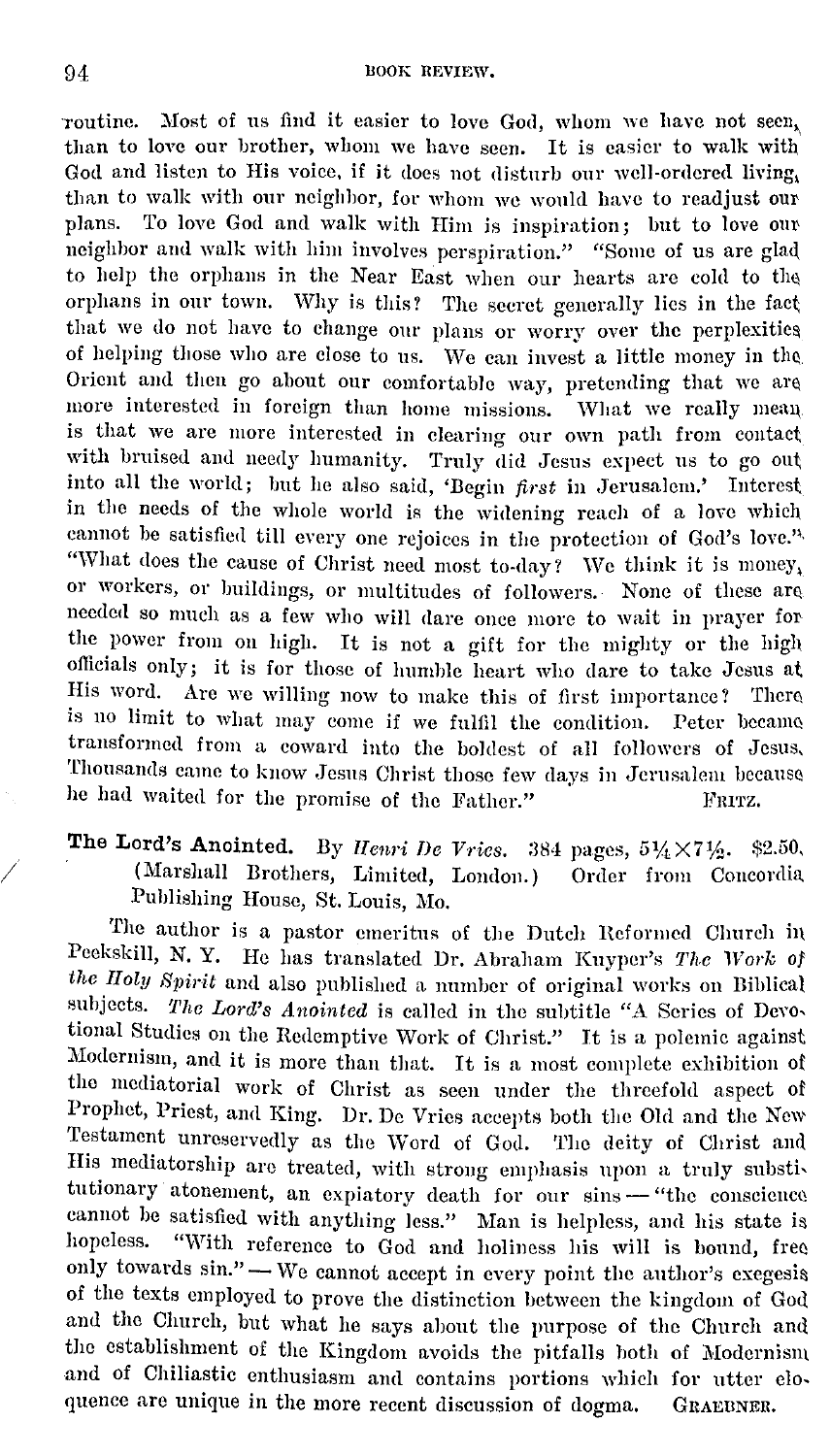routine. Most of us find it easier to love God, whom we have not seen, than to love our brother, whom we have seen. It is easier to walk with God and listen to His voice, if it does not disturb our well-ordered living, than to walk with our neighbor, for whom we would have to readjust our plans. To love God and walk with Him is inspiration; but to love our neighbor and walk with him involves perspiration." "Some of us are glad to help the orphans in the Near East when our hearts are cold to the orphans in our town. Why is this? The secret generally lies in the fact that we do not have to change our plans or worry over the perplexities of helping those who are close to us. We can invest a little money in the Orient and then go about our comfortable way, pretending that we are more interested in foreign than home missions. What we really mean is that we are more interested in clearing our own path from contact with bruised and needy humanity. Truly did Jesus expect us to go out into all the world; but he also said, 'Begin *first* in Jerusalem.' Interest in the needs of the whole world is the widening reach of a love which cannot be satisfied till every one rejoices in the protection of God's love." "What does the cause of Christ need most to-day? We think it is money, or workers, or buildings, or multitudes of followers. None of these are needed so much as a few who will dare once more to wait in prayer for the power from on high. It is not a gift for the mighty or the high officials only; it is for those of humble heart who dare to take Jesus at His word. Are we willing now to make this of first importance? There is no limit to what may come if we fulfil the condition. Peter became transformed from a coward into the boldest of all followers of Jesus. Thousands came to know Jesus Christ those few days in Jerusalem because he had waited for the promise of the Father." FRITZ.

**The Lord's Anointed.** By *Henri De Vries.* 384 pages, 5¼×7½. $2.50. (Marshall Brothers, Limited, London.) Order from Concordia Publishing House, St. Louis, Mo.

The author is a pastor emeritus of the Dutch Reformed Church in Peekskill, N. Y. He has translated Dr. Abraham Kuyper's *The Work of the Holy Spirit* and also published a number of original works on Biblical subjects. *The Lord's Anointed* is called in the subtitle "A Series of Devotional Studies on the Redemptive Work of Christ." It is a polemic against Modernism, and it is more than that. It is a most complete exhibition of the mediatorial work of Christ as seen under the threefold aspect of Prophet, Priest, and King. Dr. De Vries accepts both the Old and the New Testament unreservedly as the Word of God. The deity of Christ and His mediatorship are treated, with strong emphasis upon a truly substitutionary atonement, an expiatory death for our sins — "the conscience cannot be satisfied with anything less." Man is helpless, and his state is hopeless. "With reference to God and holiness his will is bound, free only towards sin." — We cannot accept in every point the author's exegesis of the texts employed to prove the distinction between the kingdom of God and the Church, but what he says about the purpose of the Church and the establishment of the Kingdom avoids the pitfalls both of Modernism and of Chiliastic enthusiasm and contains portions which for utter eloquence are unique in the more recent discussion of dogma. GRAEBNER.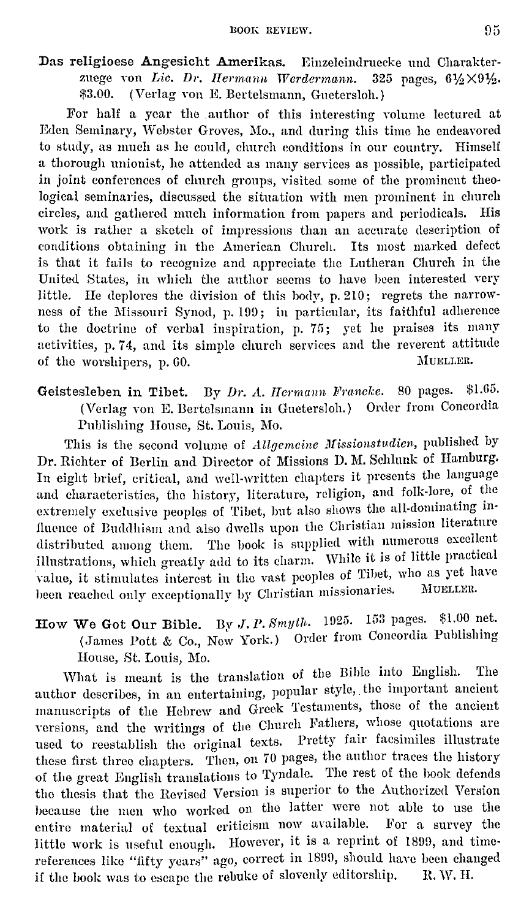**Das religioese Angesicht Amerikas.** Einzeleindruecke und Charakterzuege von *Lic. Dr. Hermann Werdermann.* 325 pages, 6½×9½. $3.00. (Verlag von E. Bertelsmann, Guetersloh.)

For half a year the author of this interesting volume lectured at Eden Seminary, Webster Groves, Mo., and during this time he endeavored to study, as much as he could, church conditions in our country. Himself a thorough unionist, he attended as many services as possible, participated in joint conferences of church groups, visited some of the prominent theological seminaries, discussed the situation with men prominent in church circles, and gathered much information from papers and periodicals. His work is rather a sketch of impressions than an accurate description of conditions obtaining in the American Church. Its most marked defect is that it fails to recognize and appreciate the Lutheran Church in the United States, in which the author seems to have been interested very little. He deplores the division of this body, p. 210; regrets the narrowness of the Missouri Synod, p. 199; in particular, its faithful adherence to the doctrine of verbal inspiration, p. 75; yet he praises its many activities, p. 74, and its simple church services and the reverent attitude of the worshipers, p. 60. MUELLER.

**Geistesleben in Tibet.** By *Dr. A. Hermann Francke.* 80 pages. $1.65. (Verlag von E. Bertelsmann in Guetersloh.) Order from Concordia Publishing House, St. Louis, Mo.

This is the second volume of *Allgemeine Missionsstudien*, published by Dr. Richter of Berlin and Director of Missions D. M. Schlunk of Hamburg. In eight brief, critical, and well-written chapters it presents the language and characteristics, the history, literature, religion, and folk-lore, of the extremely exclusive peoples of Tibet, but also shows the all-dominating influence of Buddhism and also dwells upon the Christian mission literature distributed among them. The book is supplied with numerous excellent illustrations, which greatly add to its charm. While it is of little practical value, it stimulates interest in the vast peoples of Tibet, who as yet have been reached only exceptionally by Christian missionaries. MUELLER.

**How We Got Our Bible.** By *J. P. Smyth.* 1925. 153 pages. $1.00 net. (James Pott & Co., New York.) Order from Concordia Publishing House, St. Louis, Mo.

What is meant is the translation of the Bible into English. The author describes, in an entertaining, popular style, the important ancient manuscripts of the Hebrew and Greek Testaments, those of the ancient versions, and the writings of the Church Fathers, whose quotations are used to reestablish the original texts. Pretty fair facsimiles illustrate these first three chapters. Then, on 70 pages, the author traces the history of the great English translations to Tyndale. The rest of the book defends the thesis that the Revised Version is superior to the Authorized Version because the men who worked on the latter were not able to use the entire material of textual criticism now available. For a survey the little work is useful enough. However, it is a reprint of 1899, and time-references like "fifty years" ago, correct in 1899, should have been changed if the book was to escape the rebuke of slovenly editorship. R. W. H.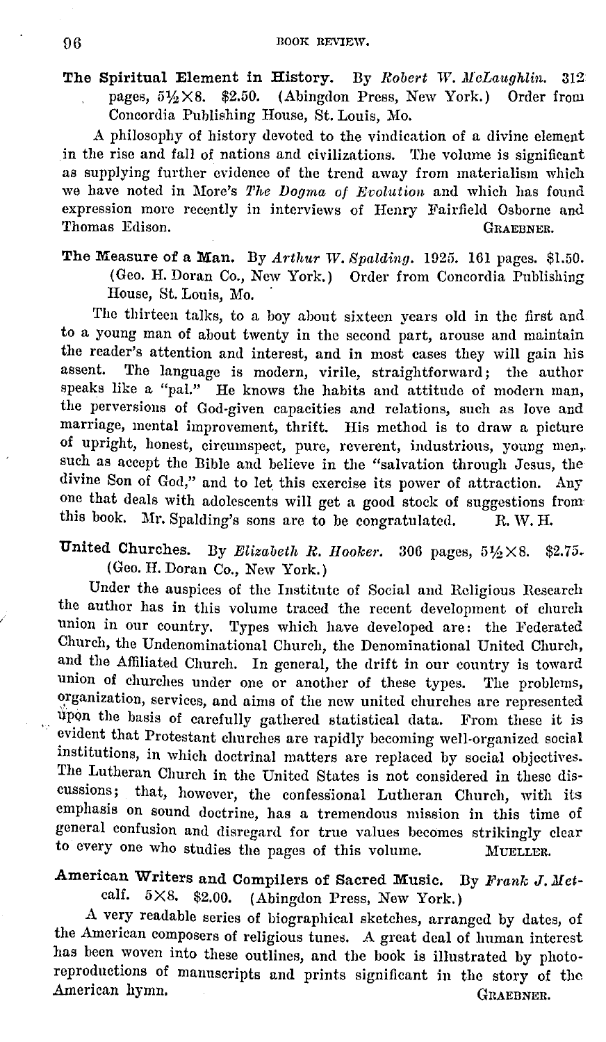**The Spiritual Element in History.** By *Robert W. McLaughlin.* 312 pages, $5\frac{1}{2}\times8$. $2.50. (Abingdon Press, New York.) Order from Concordia Publishing House, St. Louis, Mo.

A philosophy of history devoted to the vindication of a divine element in the rise and fall of nations and civilizations. The volume is significant as supplying further evidence of the trend away from materialism which we have noted in More's *The Dogma of Evolution* and which has found expression more recently in interviews of Henry Fairfield Osborne and Thomas Edison. GRAEBNER.

**The Measure of a Man.** By *Arthur W. Spalding.* 1925. 161 pages. $1.50. (Geo. H. Doran Co., New York.) Order from Concordia Publishing House, St. Louis, Mo.

The thirteen talks, to a boy about sixteen years old in the first and to a young man of about twenty in the second part, arouse and maintain the reader's attention and interest, and in most cases they will gain his assent. The language is modern, virile, straightforward; the author speaks like a "pal." He knows the habits and attitude of modern man, the perversions of God-given capacities and relations, such as love and marriage, mental improvement, thrift. His method is to draw a picture of upright, honest, circumspect, pure, reverent, industrious, young men, such as accept the Bible and believe in the "salvation through Jesus, the divine Son of God," and to let this exercise its power of attraction. Any one that deals with adolescents will get a good stock of suggestions from this book. Mr. Spalding's sons are to be congratulated. R. W. H.

**United Churches.** By *Elizabeth R. Hooker.* 306 pages, $5\frac{1}{2}\times8$. $2.75. (Geo. H. Doran Co., New York.)

Under the auspices of the Institute of Social and Religious Research the author has in this volume traced the recent development of church union in our country. Types which have developed are: the Federated Church, the Undenominational Church, the Denominational United Church, and the Affiliated Church. In general, the drift in our country is toward union of churches under one or another of these types. The problems, organization, services, and aims of the new united churches are represented upon the basis of carefully gathered statistical data. From these it is evident that Protestant churches are rapidly becoming well-organized social institutions, in which doctrinal matters are replaced by social objectives. The Lutheran Church in the United States is not considered in these discussions; that, however, the confessional Lutheran Church, with its emphasis on sound doctrine, has a tremendous mission in this time of general confusion and disregard for true values becomes strikingly clear to every one who studies the pages of this volume. MUELLER.

**American Writers and Compilers of Sacred Music.** By *Frank J. Metcalf.* $5\times8$. $2.00. (Abingdon Press, New York.)

A very readable series of biographical sketches, arranged by dates, of the American composers of religious tunes. A great deal of human interest has been woven into these outlines, and the book is illustrated by photo-reproductions of manuscripts and prints significant in the story of the American hymn. GRAEBNER.